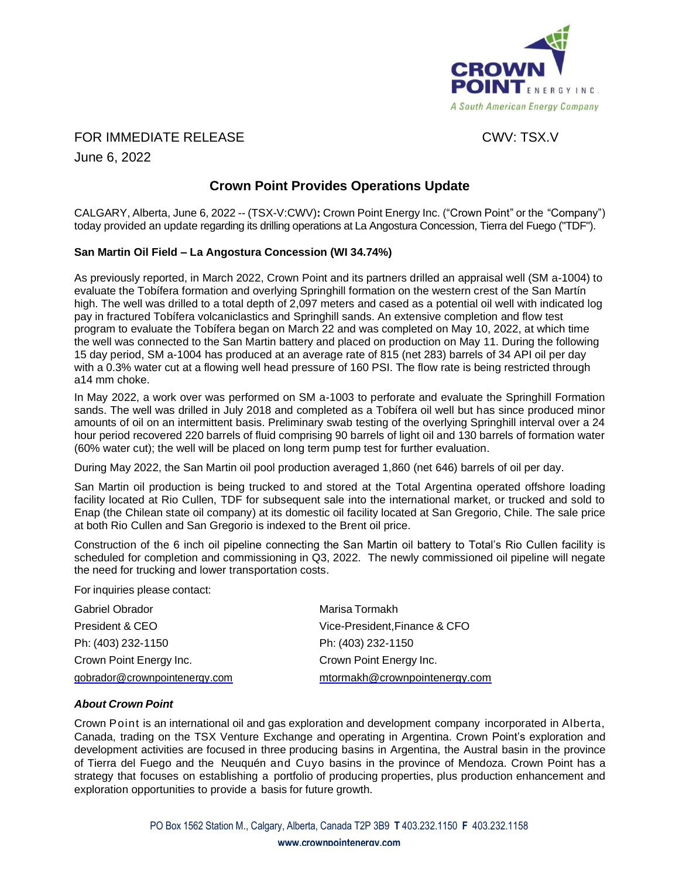FOR IMMEDIATE RELEASE CWV: TSX.V

June 6, 2022

# Crown Point Provides Operations Update

CALGARY, Alberta, June 6, 2022 -- (TSX-V:CWV)**:** Crown Point Energy Inc. ("Crown Point" or the "Company") today provided an update regarding its drilling operations at La Angostura Concession, Tierra del Fuego ("TDF").

### San Martin Oil Field – La Angostura Concession (WI 34.74%)

As previously reported, in March 2022, Crown Point and its partners drilled an appraisal well (SM a-1004) to evaluate the Tobífera formation and overlying Springhill formation on the western crest of the San Martín high. The well was drilled to a total depth of 2,097 meters and cased as a potential oil well with indicated log pay in fractured Tobífera volcaniclastics and Springhill sands. An extensive completion and flow test program to evaluate the Tobífera began on March 22 and was completed on May 10, 2022, at which time the well was connected to the San Martin battery and placed on production on May 11. During the following 15 day period, SM a-1004 has produced at an average rate of 815 (net 283) barrels of 34 API oil per day with a 0.3% water cut at a flowing well head pressure of 160 PSI. The flow rate is being restricted through a14 mm choke.

In May 2022, a work over was performed on SM a-1003 to perforate and evaluate the Springhill Formation sands. The well was drilled in July 2018 and completed as a Tobífera oil well but has since produced minor amounts of oil on an intermittent basis. Preliminary swab testing of the overlying Springhill interval over a 24 hour period recovered 220 barrels of fluid comprising 90 barrels of light oil and 130 barrels of formation water (60% water cut); the well will be placed on long term pump test for further evaluation.

During May 2022, the San Martin oil pool production averaged 1,860 (net 646) barrels of oil per day.

San Martin oil production is being trucked to and stored at the Total Argentina operated offshore loading facility located at Rio Cullen, TDF for subsequent sale into the international market, or trucked and sold to Enap (the Chilean state oil company) at its domestic oil facility located at San Gregorio, Chile. The sale price at both Rio Cullen and San Gregorio is indexed to the Brent oil price.

Construction of the 6 inch oil pipeline connecting the San Martin oil battery to Total's Rio Cullen facility is scheduled for completion and commissioning in Q3, 2022. The newly commissioned oil pipeline will negate the need for trucking and lower transportation costs.

For inquiries please contact:

| | |
|---|---|
| Gabriel Obrador | Marisa Tormakh |
| President & CEO | Vice-President,Finance & CFO |
| Ph: (403) 232-1150 | Ph: (403) 232-1150 |
| Crown Point Energy Inc. | Crown Point Energy Inc. |
| gobrador@crownpointenergy.com | mtormakh@crownpointenergy.com |

### *About Crown Point*

Crown Point is an international oil and gas exploration and development company incorporated in Alberta, Canada, trading on the TSX Venture Exchange and operating in Argentina. Crown Point's exploration and development activities are focused in three producing basins in Argentina, the Austral basin in the province of Tierra del Fuego and the Neuquén and Cuyo basins in the province of Mendoza. Crown Point has a strategy that focuses on establishing a portfolio of producing properties, plus production enhancement and exploration opportunities to provide a basis for future growth.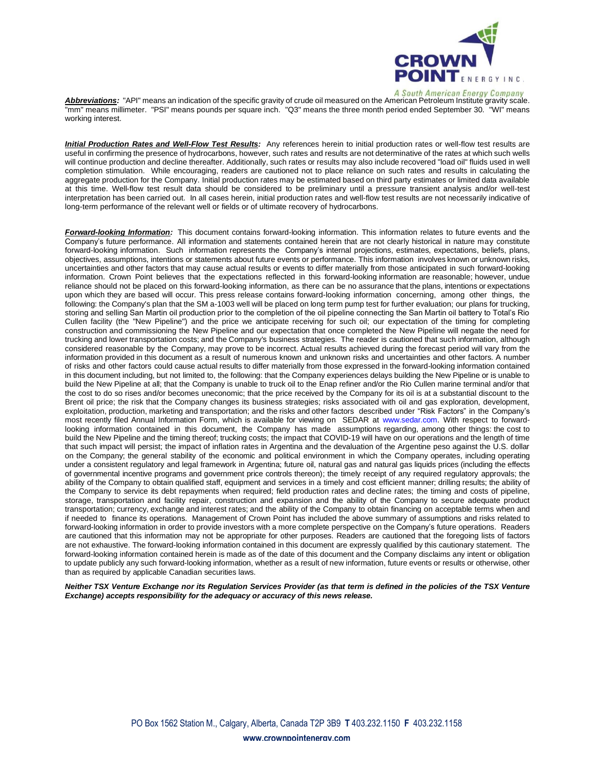***Abbreviations:*** "API" means an indication of the specific gravity of crude oil measured on the American Petroleum Institute gravity scale. "mm" means millimeter. "PSI" means pounds per square inch. "Q3" means the three month period ended September 30. "WI" means working interest.

***Initial Production Rates and Well-Flow Test Results:*** Any references herein to initial production rates or well-flow test results are useful in confirming the presence of hydrocarbons, however, such rates and results are not determinative of the rates at which such wells will continue production and decline thereafter. Additionally, such rates or results may also include recovered "load oil" fluids used in well completion stimulation. While encouraging, readers are cautioned not to place reliance on such rates and results in calculating the aggregate production for the Company. Initial production rates may be estimated based on third party estimates or limited data available at this time. Well-flow test result data should be considered to be preliminary until a pressure transient analysis and/or well-test interpretation has been carried out. In all cases herein, initial production rates and well-flow test results are not necessarily indicative of long-term performance of the relevant well or fields or of ultimate recovery of hydrocarbons.

***Forward-looking Information:*** This document contains forward-looking information. This information relates to future events and the Company's future performance. All information and statements contained herein that are not clearly historical in nature may constitute forward-looking information. Such information represents the Company's internal projections, estimates, expectations, beliefs, plans, objectives, assumptions, intentions or statements about future events or performance. This information involves known or unknown risks, uncertainties and other factors that may cause actual results or events to differ materially from those anticipated in such forward-looking information. Crown Point believes that the expectations reflected in this forward-looking information are reasonable; however, undue reliance should not be placed on this forward-looking information, as there can be no assurance that the plans, intentions or expectations upon which they are based will occur. This press release contains forward-looking information concerning, among other things, the following: the Company's plan that the SM a-1003 well will be placed on long term pump test for further evaluation; our plans for trucking, storing and selling San Martin oil production prior to the completion of the oil pipeline connecting the San Martin oil battery to Total's Rio Cullen facility (the "New Pipeline") and the price we anticipate receiving for such oil; our expectation of the timing for completing construction and commissioning the New Pipeline and our expectation that once completed the New Pipeline will negate the need for trucking and lower transportation costs; and the Company's business strategies. The reader is cautioned that such information, although considered reasonable by the Company, may prove to be incorrect. Actual results achieved during the forecast period will vary from the information provided in this document as a result of numerous known and unknown risks and uncertainties and other factors. A number of risks and other factors could cause actual results to differ materially from those expressed in the forward-looking information contained in this document including, but not limited to, the following: that the Company experiences delays building the New Pipeline or is unable to build the New Pipeline at all; that the Company is unable to truck oil to the Enap refiner and/or the Rio Cullen marine terminal and/or that the cost to do so rises and/or becomes uneconomic; that the price received by the Company for its oil is at a substantial discount to the Brent oil price; the risk that the Company changes its business strategies; risks associated with oil and gas exploration, development, exploitation, production, marketing and transportation; and the risks and other factors described under "Risk Factors" in the Company's most recently filed Annual Information Form, which is available for viewing on SEDAR at www.sedar.com. With respect to forward-looking information contained in this document, the Company has made assumptions regarding, among other things: the cost to build the New Pipeline and the timing thereof; trucking costs; the impact that COVID-19 will have on our operations and the length of time that such impact will persist; the impact of inflation rates in Argentina and the devaluation of the Argentine peso against the U.S. dollar on the Company; the general stability of the economic and political environment in which the Company operates, including operating under a consistent regulatory and legal framework in Argentina; future oil, natural gas and natural gas liquids prices (including the effects of governmental incentive programs and government price controls thereon); the timely receipt of any required regulatory approvals; the ability of the Company to obtain qualified staff, equipment and services in a timely and cost efficient manner; drilling results; the ability of the Company to service its debt repayments when required; field production rates and decline rates; the timing and costs of pipeline, storage, transportation and facility repair, construction and expansion and the ability of the Company to secure adequate product transportation; currency, exchange and interest rates; and the ability of the Company to obtain financing on acceptable terms when and if needed to finance its operations. Management of Crown Point has included the above summary of assumptions and risks related to forward-looking information in order to provide investors with a more complete perspective on the Company's future operations. Readers are cautioned that this information may not be appropriate for other purposes. Readers are cautioned that the foregoing lists of factors are not exhaustive. The forward-looking information contained in this document are expressly qualified by this cautionary statement. The forward-looking information contained herein is made as of the date of this document and the Company disclaims any intent or obligation to update publicly any such forward-looking information, whether as a result of new information, future events or results or otherwise, other than as required by applicable Canadian securities laws.

***Neither TSX Venture Exchange nor its Regulation Services Provider (as that term is defined in the policies of the TSX Venture Exchange) accepts responsibility for the adequacy or accuracy of this news release.***